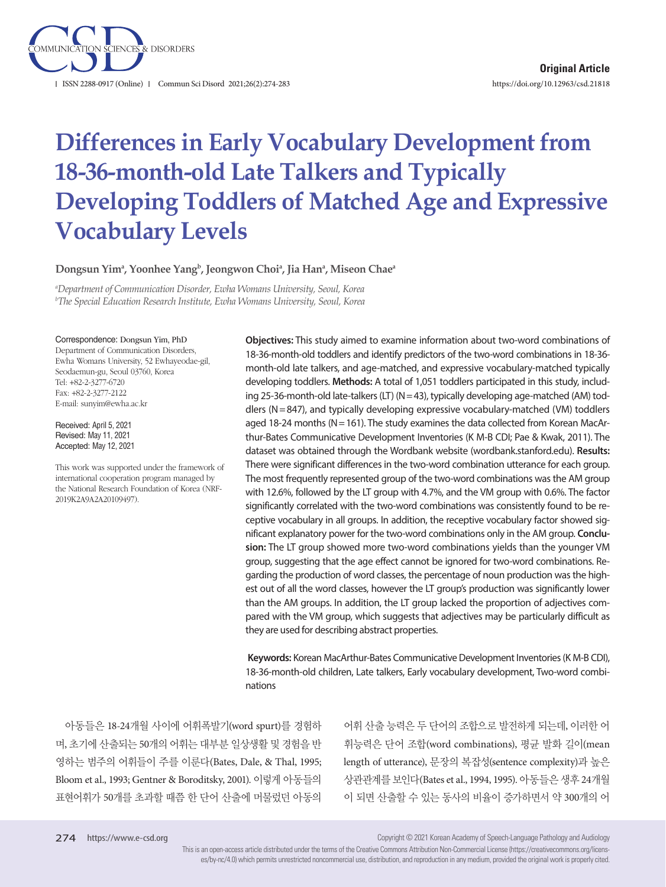Original Article

https://doi.org/10.12963/csd.21818

# Differences in Early Vocabulary Development from 18-36-month-old Late Talkers and Typically Developing Toddlers of Matched Age and Expressive Vocabulary Levels

**Dongsun Yim[a], Yoonhee Yang[b], Jeongwon Choi[a], Jia Han[a], Miseon Chae[a]**

*[a]Department of Communication Disorder, Ewha Womans University, Seoul, Korea*
*[b]The Special Education Research Institute, Ewha Womans University, Seoul, Korea*

Correspondence: Dongsun Yim, PhD
Department of Communication Disorders, Ewha Womans University, 52 Ewhayeodae-gil, Seodaemun-gu, Seoul 03760, Korea
Tel: +82-2-3277-6720
Fax: +82-2-3277-2122
E-mail: sunyim@ewha.ac.kr

Received: April 5, 2021
Revised: May 11, 2021
Accepted: May 12, 2021

This work was supported under the framework of international cooperation program managed by the National Research Foundation of Korea (NRF-2019K2A9A2A20109497).

**Objectives:** This study aimed to examine information about two-word combinations of 18-36-month-old toddlers and identify predictors of the two-word combinations in 18-36-month-old late talkers, and age-matched, and expressive vocabulary-matched typically developing toddlers. **Methods:** A total of 1,051 toddlers participated in this study, including 25-36-month-old late-talkers (LT) (N=43), typically developing age-matched (AM) toddlers (N=847), and typically developing expressive vocabulary-matched (VM) toddlers aged 18-24 months (N=161). The study examines the data collected from Korean MacArthur-Bates Communicative Development Inventories (K M-B CDI; Pae & Kwak, 2011). The dataset was obtained through the Wordbank website (wordbank.stanford.edu). **Results:** There were significant differences in the two-word combination utterance for each group. The most frequently represented group of the two-word combinations was the AM group with 12.6%, followed by the LT group with 4.7%, and the VM group with 0.6%. The factor significantly correlated with the two-word combinations was consistently found to be receptive vocabulary in all groups. In addition, the receptive vocabulary factor showed significant explanatory power for the two-word combinations only in the AM group. **Conclusion:** The LT group showed more two-word combinations yields than the younger VM group, suggesting that the age effect cannot be ignored for two-word combinations. Regarding the production of word classes, the percentage of noun production was the highest out of all the word classes, however the LT group's production was significantly lower than the AM groups. In addition, the LT group lacked the proportion of adjectives compared with the VM group, which suggests that adjectives may be particularly difficult as they are used for describing abstract properties.

**Keywords:** Korean MacArthur-Bates Communicative Development Inventories (K M-B CDI), 18-36-month-old children, Late talkers, Early vocabulary development, Two-word combinations

아동들은 18-24개월 사이에 어휘폭발기(word spurt)를 경험하며, 초기에 산출되는 50개의 어휘는 대부분 일상생활 및 경험을 반영하는 범주의 어휘들이 주를 이룬다(Bates, Dale, & Thal, 1995; Bloom et al., 1993; Gentner & Boroditsky, 2001). 이렇게 아동들의 표현어휘가 50개를 초과할 때쯤 한 단어 산출에 머물렀던 아동의 어휘 산출 능력은 두 단어의 조합으로 발전하게 되는데, 이러한 어휘능력은 단어 조합(word combinations), 평균 발화 길이(mean length of utterance), 문장의 복잡성(sentence complexity)과 높은 상관관계를 보인다(Bates et al., 1994, 1995). 아동들은 생후 24개월이 되면 산출할 수 있는 동사의 비율이 증가하면서 약 300개의 어

Copyright © 2021 Korean Academy of Speech-Language Pathology and Audiology

This is an open-access article distributed under the terms of the Creative Commons Attribution Non-Commercial License (https://creativecommons.org/licenses/by-nc/4.0) which permits unrestricted noncommercial use, distribution, and reproduction in any medium, provided the original work is properly cited.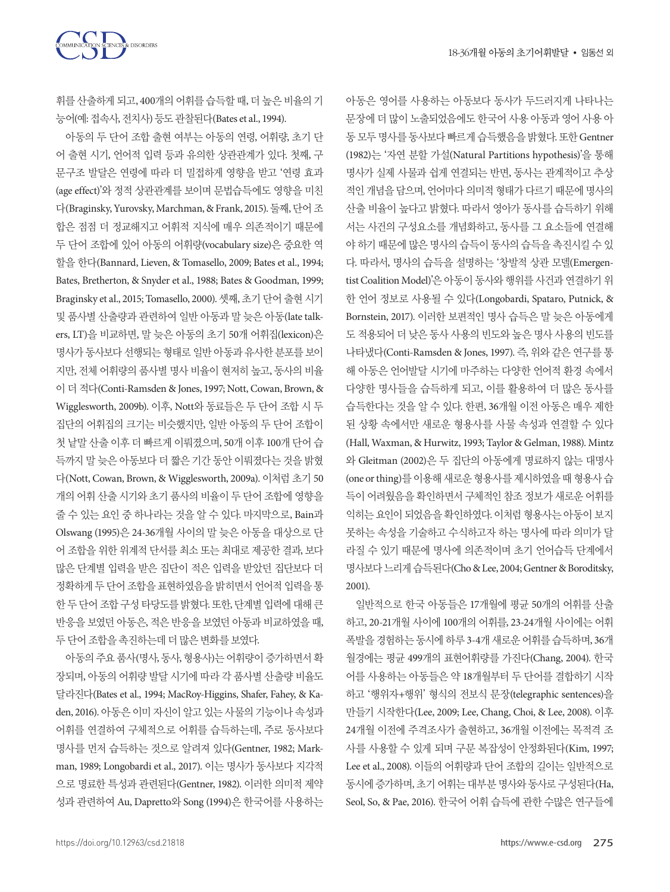휘를 산출하게 되고, 400개의 어휘를 습득할 때, 더 높은 비율의 기능어(예: 접속사, 전치사) 등도 관찰된다(Bates et al., 1994).

아동의 두 단어 조합 출현 여부는 아동의 연령, 어휘량, 초기 단어 출현 시기, 언어적 입력 등과 유의한 상관관계가 있다. 첫째, 구문구조 발달은 연령에 따라 더 밀접하게 영향을 받고 '연령 효과(age effect)'와 정적 상관관계를 보이며 문법습득에도 영향을 미친다(Braginsky, Yurovsky, Marchman, & Frank, 2015). 둘째, 단어 조합은 점점 더 정교해지고 어휘적 지식에 매우 의존적이기 때문에 두 단어 조합에 있어 아동의 어휘량(vocabulary size)은 중요한 역할을 한다(Bannard, Lieven, & Tomasello, 2009; Bates et al., 1994; Bates, Bretherton, & Snyder et al., 1988; Bates & Goodman, 1999; Braginsky et al., 2015; Tomasello, 2000). 셋째, 초기 단어 출현 시기 및 품사별 산출량과 관련하여 일반 아동과 말 늦은 아동(late talkers, LT)을 비교하면, 말 늦은 아동의 초기 50개 어휘집(lexicon)은 명사가 동사보다 선행되는 형태로 일반 아동과 유사한 분포를 보이지만, 전체 어휘량의 품사별 명사 비율이 현저히 높고, 동사의 비율이 더 적다(Conti-Ramsden & Jones, 1997; Nott, Cowan, Brown, & Wigglesworth, 2009b). 이후, Nott와 동료들은 두 단어 조합 시 두 집단의 어휘집의 크기는 비슷했지만, 일반 아동의 두 단어 조합이 첫 낱말 산출 이후 더 빠르게 이뤄졌으며, 50개 이후 100개 단어 습득까지 말 늦은 아동보다 더 짧은 기간 동안 이뤄졌다는 것을 밝혔다(Nott, Cowan, Brown, & Wigglesworth, 2009a). 이처럼 초기 50개의 어휘 산출 시기와 초기 품사의 비율이 두 단어 조합에 영향을 줄 수 있는 요인 중 하나라는 것을 알 수 있다. 마지막으로, Bain과 Olswang (1995)은 24-36개월 사이의 말 늦은 아동을 대상으로 단어 조합을 위한 위계적 단서를 최소 또는 최대로 제공한 결과, 보다 많은 단계별 입력을 받은 집단이 적은 입력을 받았던 집단보다 더 정확하게 두 단어 조합을 표현하였음을 밝히면서 언어적 입력을 통한 두 단어 조합 구성 타당도를 밝혔다. 또한, 단계별 입력에 대해 큰 반응을 보였던 아동은, 적은 반응을 보였던 아동과 비교하였을 때, 두 단어 조합을 촉진하는데 더 많은 변화를 보였다.

아동의 주요 품사(명사, 동사, 형용사)는 어휘량이 증가하면서 확장되며, 아동의 어휘량 발달 시기에 따라 각 품사별 산출량 비율도 달라진다(Bates et al., 1994; MacRoy-Higgins, Shafer, Fahey, & Kaden, 2016). 아동은 이미 자신이 알고 있는 사물의 기능이나 속성과 어휘를 연결하여 구체적으로 어휘를 습득하는데, 주로 동사보다 명사를 먼저 습득하는 것으로 알려져 있다(Gentner, 1982; Markman, 1989; Longobardi et al., 2017). 이는 명사가 동사보다 지각적으로 명료한 특성과 관련된다(Gentner, 1982). 이러한 의미적 제약성과 관련하여 Au, Dapretto와 Song (1994)은 한국어를 사용하는 아동은 영어를 사용하는 아동보다 동사가 두드러지게 나타나는 문장에 더 많이 노출되었음에도 한국어 사용 아동과 영어 사용 아동 모두 명사를 동사보다 빠르게 습득했음을 밝혔다. 또한 Gentner (1982)는 '자연 분할 가설(Natural Partitions hypothesis)'을 통해 명사가 실제 사물과 쉽게 연결되는 반면, 동사는 관계적이고 추상적인 개념을 담으며, 언어마다 의미적 형태가 다르기 때문에 명사의 산출 비율이 높다고 밝혔다. 따라서 영아가 동사를 습득하기 위해서는 사건의 구성요소를 개념화하고, 동사를 그 요소들에 연결해야 하기 때문에 많은 명사의 습득이 동사의 습득을 촉진시킬 수 있다. 따라서, 명사의 습득을 설명하는 '창발적 상관 모델(Emergentist Coalition Model)'은 아동이 동사와 행위를 사건과 연결하기 위한 언어 정보로 사용될 수 있다(Longobardi, Spataro, Putnick, & Bornstein, 2017). 이러한 보편적인 명사 습득은 말 늦은 아동에게도 적용되어 더 낮은 동사 사용의 빈도와 높은 명사 사용의 빈도를 나타냈다(Conti-Ramsden & Jones, 1997). 즉, 위와 같은 연구를 통해 아동은 언어발달 시기에 마주하는 다양한 언어적 환경 속에서 다양한 명사들을 습득하게 되고, 이를 활용하여 더 많은 동사를 습득한다는 것을 알 수 있다. 한편, 36개월 이전 아동은 매우 제한된 상황 속에서만 새로운 형용사를 사물 속성과 연결할 수 있다(Hall, Waxman, & Hurwitz, 1993; Taylor & Gelman, 1988). Mintz와 Gleitman (2002)은 두 집단의 아동에게 명료하지 않는 대명사(one or thing)를 이용해 새로운 형용사를 제시하였을 때 형용사 습득이 어려웠음을 확인하면서 구체적인 참조 정보가 새로운 어휘를 익히는 요인이 되었음을 확인하였다. 이처럼 형용사는 아동이 보지 못하는 속성을 기술하고 수식하고자 하는 명사에 따라 의미가 달라질 수 있기 때문에 명사에 의존적이며 초기 언어습득 단계에서 명사보다 느리게 습득된다(Cho & Lee, 2004; Gentner & Boroditsky, 2001).

일반적으로 한국 아동들은 17개월에 평균 50개의 어휘를 산출하고, 20-21개월 사이에 100개의 어휘를, 23-24개월 사이에는 어휘 폭발을 경험하는 동시에 하루 3-4개 새로운 어휘를 습득하며, 36개월경에는 평균 499개의 표현어휘량을 가진다(Chang, 2004). 한국어를 사용하는 아동들은 약 18개월부터 두 단어를 결합하기 시작하고 '행위자+행위' 형식의 전보식 문장(telegraphic sentences)을 만들기 시작한다(Lee, 2009; Lee, Chang, Choi, & Lee, 2008). 이후 24개월 이전에 주격조사가 출현하고, 36개월 이전에는 목적격 조사를 사용할 수 있게 되며 구문 복잡성이 안정화된다(Kim, 1997; Lee et al., 2008). 이들의 어휘량과 단어 조합의 길이는 일반적으로 동시에 증가하며, 초기 어휘는 대부분 명사와 동사로 구성된다(Ha, Seol, So, & Pae, 2016). 한국어 어휘 습득에 관한 수많은 연구들에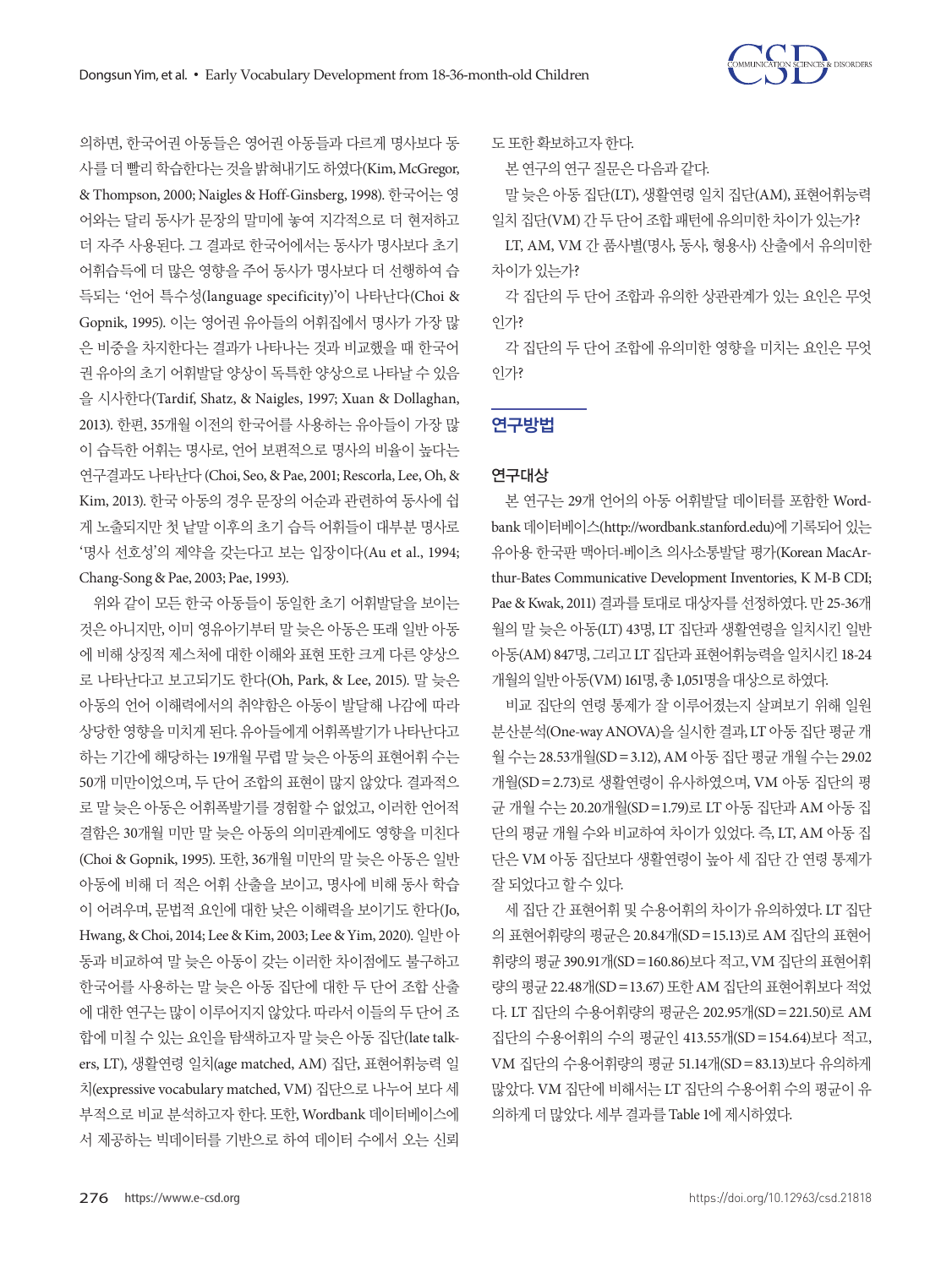의하면, 한국어권 아동들은 영어권 아동들과 다르게 명사보다 동사를 더 빨리 학습한다는 것을 밝혀내기도 하였다(Kim, McGregor, & Thompson, 2000; Naigles & Hoff-Ginsberg, 1998). 한국어는 영어와는 달리 동사가 문장의 말미에 놓여 지각적으로 더 현저하고 더 자주 사용된다. 그 결과로 한국어에서는 동사가 명사보다 초기 어휘습득에 더 많은 영향을 주어 동사가 명사보다 더 선행하여 습득되는 '언어 특수성(language specificity)'이 나타난다(Choi & Gopnik, 1995). 이는 영어권 유아들의 어휘집에서 명사가 가장 많은 비중을 차지한다는 결과가 나타나는 것과 비교했을 때 한국어권 유아의 초기 어휘발달 양상이 독특한 양상으로 나타날 수 있음을 시사한다(Tardif, Shatz, & Naigles, 1997; Xuan & Dollaghan, 2013). 한편, 35개월 이전의 한국어를 사용하는 유아들이 가장 많이 습득한 어휘는 명사로, 언어 보편적으로 명사의 비율이 높다는 연구결과도 나타난다 (Choi, Seo, & Pae, 2001; Rescorla, Lee, Oh, & Kim, 2013). 한국 아동의 경우 문장의 어순과 관련하여 동사에 쉽게 노출되지만 첫 낱말 이후의 초기 습득 어휘들이 대부분 명사로 '명사 선호성'의 제약을 갖는다고 보는 입장이다(Au et al., 1994; Chang-Song & Pae, 2003; Pae, 1993).

위와 같이 모든 한국 아동들이 동일한 초기 어휘발달을 보이는 것은 아니지만, 이미 영유아기부터 말 늦은 아동은 또래 일반 아동에 비해 상징적 제스처에 대한 이해와 표현 또한 크게 다른 양상으로 나타난다고 보고되기도 한다(Oh, Park, & Lee, 2015). 말 늦은 아동의 언어 이해력에서의 취약함은 아동이 발달해 나감에 따라 상당한 영향을 미치게 된다. 유아들에게 어휘폭발기가 나타난다고 하는 기간에 해당하는 19개월 무렵 말 늦은 아동의 표현어휘 수는 50개 미만이었으며, 두 단어 조합의 표현이 많지 않았다. 결과적으로 말 늦은 아동은 어휘폭발기를 경험할 수 없었고, 이러한 언어적 결함은 30개월 미만 말 늦은 아동의 의미관계에도 영향을 미친다(Choi & Gopnik, 1995). 또한, 36개월 미만의 말 늦은 아동은 일반 아동에 비해 더 적은 어휘 산출을 보이고, 명사에 비해 동사 학습이 어려우며, 문법적 요인에 대한 낮은 이해력을 보이기도 한다(Jo, Hwang, & Choi, 2014; Lee & Kim, 2003; Lee & Yim, 2020). 일반 아동과 비교하여 말 늦은 아동이 갖는 이러한 차이점에도 불구하고 한국어를 사용하는 말 늦은 아동 집단에 대한 두 단어 조합 산출에 대한 연구는 많이 이루어지지 않았다. 따라서 이들의 두 단어 조합에 미칠 수 있는 요인을 탐색하고자 말 늦은 아동 집단(late talkers, LT), 생활연령 일치(age matched, AM) 집단, 표현어휘능력 일치(expressive vocabulary matched, VM) 집단으로 나누어 보다 세부적으로 비교 분석하고자 한다. 또한, Wordbank 데이터베이스에서 제공하는 빅데이터를 기반으로 하여 데이터 수에서 오는 신뢰도 또한 확보하고자 한다.

본 연구의 연구 질문은 다음과 같다.

말 늦은 아동 집단(LT), 생활연령 일치 집단(AM), 표현어휘능력 일치 집단(VM) 간 두 단어 조합 패턴에 유의미한 차이가 있는가?

LT, AM, VM 간 품사별(명사, 동사, 형용사) 산출에서 유의미한 차이가 있는가?

각 집단의 두 단어 조합과 유의한 상관관계가 있는 요인은 무엇인가?

각 집단의 두 단어 조합에 유의미한 영향을 미치는 요인은 무엇인가?

## 연구방법

### 연구대상

본 연구는 29개 언어의 아동 어휘발달 데이터를 포함한 Wordbank 데이터베이스(http://wordbank.stanford.edu)에 기록되어 있는 유아용 한국판 맥아더-베이츠 의사소통발달 평가(Korean MacArthur-Bates Communicative Development Inventories, K M-B CDI; Pae & Kwak, 2011) 결과를 토대로 대상자를 선정하였다. 만 25-36개월의 말 늦은 아동(LT) 43명, LT 집단과 생활연령을 일치시킨 일반 아동(AM) 847명, 그리고 LT 집단과 표현어휘능력을 일치시킨 18-24개월의 일반 아동(VM) 161명, 총 1,051명을 대상으로 하였다.

비교 집단의 연령 통제가 잘 이루어졌는지 살펴보기 위해 일원분산분석(One-way ANOVA)을 실시한 결과, LT 아동 집단 평균 개월 수는 28.53개월(SD=3.12), AM 아동 집단 평균 개월 수는 29.02개월(SD=2.73)로 생활연령이 유사하였으며, VM 아동 집단의 평균 개월 수는 20.20개월(SD=1.79)로 LT 아동 집단과 AM 아동 집단의 평균 개월 수와 비교하여 차이가 있었다. 즉, LT, AM 아동 집단은 VM 아동 집단보다 생활연령이 높아 세 집단 간 연령 통제가 잘 되었다고 할 수 있다.

세 집단 간 표현어휘 및 수용어휘의 차이가 유의하였다. LT 집단의 표현어휘량의 평균은 20.84개(SD=15.13)로 AM 집단의 표현어휘량의 평균 390.91개(SD=160.86)보다 적고, VM 집단의 표현어휘량의 평균 22.48개(SD=13.67) 또한 AM 집단의 표현어휘보다 적었다. LT 집단의 수용어휘량의 평균은 202.95개(SD=221.50)로 AM 집단의 수용어휘의 수의 평균인 413.55개(SD=154.64)보다 적고, VM 집단의 수용어휘량의 평균 51.14개(SD=83.13)보다 유의하게 많았다. VM 집단에 비해서는 LT 집단의 수용어휘 수의 평균이 유의하게 더 많았다. 세부 결과를 Table 1에 제시하였다.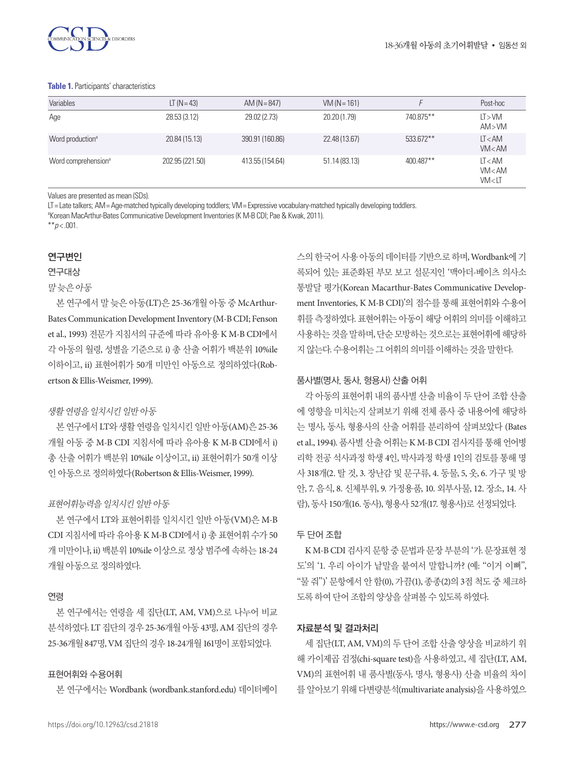**Table 1.** Participants' characteristics

| Variables | LT (N=43) | AM (N=847) | VM (N=161) | *F* | Post-hoc |
|---|---|---|---|---|---|
| Age | 28.53 (3.12) | 29.02 (2.73) | 20.20 (1.79) | 740.875** | LT>VM<br>AM>VM |
| Word production[a] | 20.84 (15.13) | 390.91 (160.86) | 22.48 (13.67) | 533.672** | LT<AM<br>VM<AM |
| Word comprehension[a] | 202.95 (221.50) | 413.55 (154.64) | 51.14 (83.13) | 400.487** | LT<AM<br>VM<AM<br>VM<LT |

Values are presented as mean (SDs).
LT=Late talkers; AM=Age-matched typically developing toddlers; VM=Expressive vocabulary-matched typically developing toddlers.
[a]Korean MacArthur-Bates Communicative Development Inventories (K M-B CDI; Pae & Kwak, 2011).
**$p<.001$.

## 연구변인

### 연구대상

*말 늦은 아동*

본 연구에서 말 늦은 아동(LT)은 25-36개월 아동 중 McArthur-Bates Communication Development Inventory (M-B CDI; Fenson et al., 1993) 전문가 지침서의 규준에 따라 유아용 K M-B CDI에서 각 아동의 월령, 성별을 기준으로 i) 총 산출 어휘가 백분위 10%ile 이하이고, ii) 표현어휘가 50개 미만인 아동으로 정의하였다(Robertson & Ellis-Weismer, 1999).

*생활 연령을 일치시킨 일반 아동*

본 연구에서 LT와 생활 연령을 일치시킨 일반 아동(AM)은 25-36개월 아동 중 M-B CDI 지침서에 따라 유아용 K M-B CDI에서 i) 총 산출 어휘가 백분위 10%ile 이상이고, ii) 표현어휘가 50개 이상인 아동으로 정의하였다(Robertson & Ellis-Weismer, 1999).

*표현어휘능력을 일치시킨 일반 아동*

본 연구에서 LT와 표현어휘를 일치시킨 일반 아동(VM)은 M-B CDI 지침서에 따라 유아용 K M-B CDI에서 i) 총 표현어휘 수가 50개 미만이나, ii) 백분위 10%ile 이상으로 정상 범주에 속하는 18-24개월 아동으로 정의하였다.

### 연령

본 연구에서는 연령을 세 집단(LT, AM, VM)으로 나누어 비교 분석하였다. LT 집단의 경우 25-36개월 아동 43명, AM 집단의 경우 25-36개월 847명, VM 집단의 경우 18-24개월 161명이 포함되었다.

### 표현어휘와 수용어휘

본 연구에서는 Wordbank (wordbank.stanford.edu) 데이터베이스의 한국어 사용 아동의 데이터를 기반으로 하며, Wordbank에 기록되어 있는 표준화된 부모 보고 설문지인 '맥아더-베이츠 의사소통발달 평가(Korean Macarthur-Bates Communicative Development Inventories, K M-B CDI)'의 점수를 통해 표현어휘와 수용어휘를 측정하였다. 표현어휘는 아동이 해당 어휘의 의미를 이해하고 사용하는 것을 말하며, 단순 모방하는 것으로는 표현어휘에 해당하지 않는다. 수용어휘는 그 어휘의 의미를 이해하는 것을 말한다.

### 품사별(명사, 동사, 형용사) 산출 어휘

각 아동의 표현어휘 내의 품사별 산출 비율이 두 단어 조합 산출에 영향을 미치는지 살펴보기 위해 전체 품사 중 내용어에 해당하는 명사, 동사, 형용사의 산출 어휘를 분리하여 살펴보았다 (Bates et al., 1994). 품사별 산출 어휘는 K M-B CDI 검사지를 통해 언어병리학 전공 석사과정 학생 4인, 박사과정 학생 1인의 검토를 통해 명사 318개(2. 탈 것, 3. 장난감 및 문구류, 4. 동물, 5, 옷, 6. 가구 및 방안, 7. 음식, 8. 신체부위, 9. 가정용품, 10. 외부사물, 12. 장소, 14. 사람), 동사 150개(16. 동사), 형용사 52개(17. 형용사)로 선정되었다.

### 두 단어 조합

K M-B CDI 검사지 문항 중 문법과 문장 부분의 '가. 문장표현 정도'의 '1. 우리 아이가 낱말을 붙여서 말합니까? (예: "이거 이뻐", "물 줘")' 문항에서 안 함(0), 가끔(1), 종종(2)의 3점 척도 중 체크하도록 하여 단어 조합의 양상을 살펴볼 수 있도록 하였다.

## 자료분석 및 결과처리

세 집단(LT, AM, VM)의 두 단어 조합 산출 양상을 비교하기 위해 카이제곱 검정(chi-square test)을 사용하였고, 세 집단(LT, AM, VM)의 표현어휘 내 품사별(동사, 명사, 형용사) 산출 비율의 차이를 알아보기 위해 다변량분석(multivariate analysis)을 사용하였으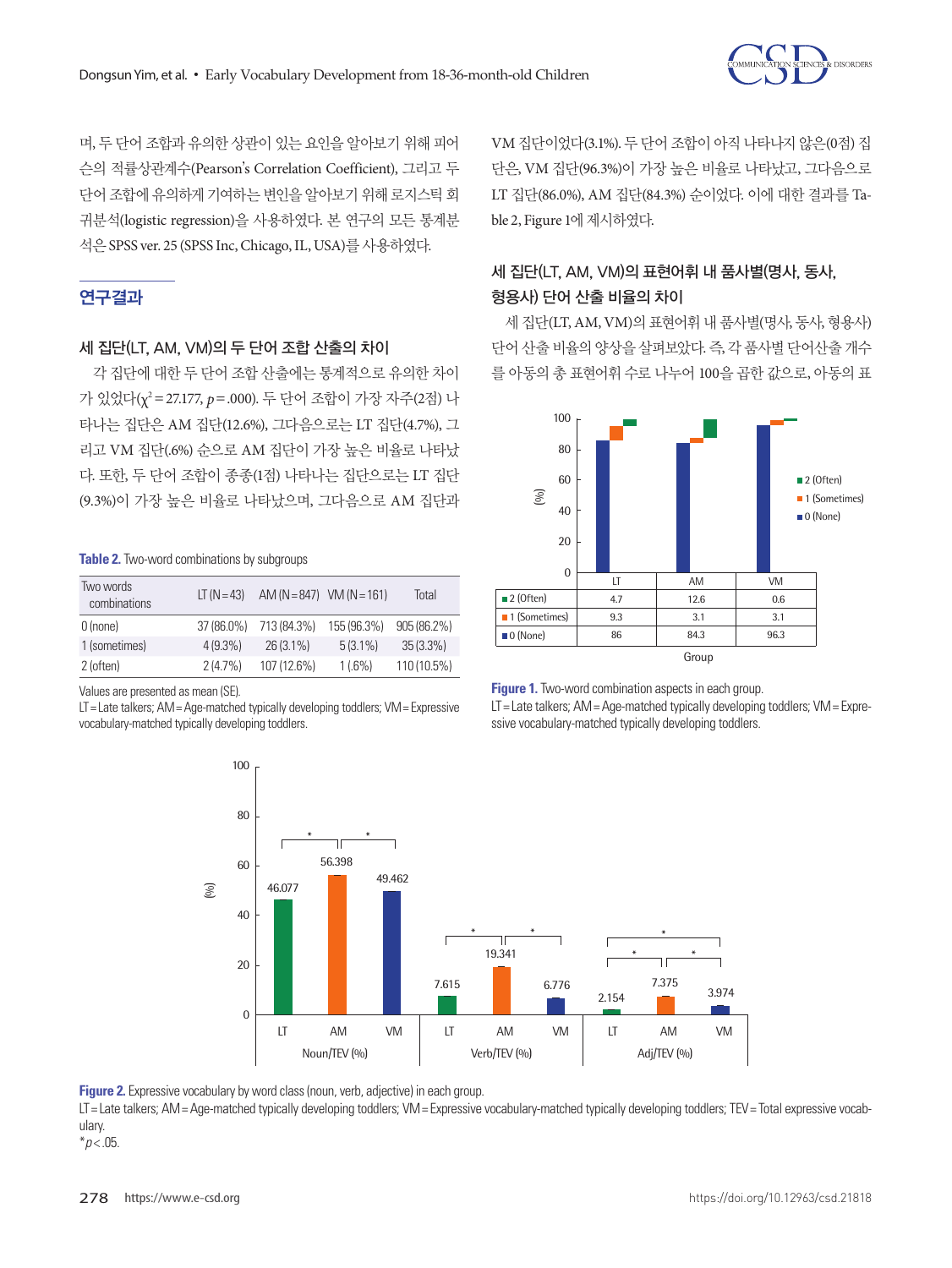며, 두 단어 조합과 유의한 상관이 있는 요인을 알아보기 위해 피어슨의 적률상관계수(Pearson's Correlation Coefficient), 그리고 두 단어 조합에 유의하게 기여하는 변인을 알아보기 위해 로지스틱 회귀분석(logistic regression)을 사용하였다. 본 연구의 모든 통계분석은 SPSS ver. 25 (SPSS Inc, Chicago, IL, USA)를 사용하였다.

## 연구결과

### 세 집단(LT, AM, VM)의 두 단어 조합 산출의 차이

각 집단에 대한 두 단어 조합 산출에는 통계적으로 유의한 차이가 있었다($\chi^2=27.177$, $p=.000$). 두 단어 조합이 가장 자주(2점) 나타나는 집단은 AM 집단(12.6%), 그다음으로는 LT 집단(4.7%), 그리고 VM 집단(.6%) 순으로 AM 집단이 가장 높은 비율로 나타났다. 또한, 두 단어 조합이 종종(1점) 나타나는 집단으로는 LT 집단(9.3%)이 가장 높은 비율로 나타났으며, 그다음으로 AM 집단과 VM 집단이었다(3.1%). 두 단어 조합이 아직 나타나지 않은(0점) 집단은, VM 집단(96.3%)이 가장 높은 비율로 나타났고, 그다음으로 LT 집단(86.0%), AM 집단(84.3%) 순이었다. 이에 대한 결과를 Table 2, Figure 1에 제시하였다.

**Table 2.** Two-word combinations by subgroups

| Two words combinations | LT (N=43) | AM (N=847) | VM (N=161) | Total |
|---|---|---|---|---|
| 0 (none) | 37 (86.0%) | 713 (84.3%) | 155 (96.3%) | 905 (86.2%) |
| 1 (sometimes) | 4 (9.3%) | 26 (3.1%) | 5 (3.1%) | 35 (3.3%) |
| 2 (often) | 2 (4.7%) | 107 (12.6%) | 1 (.6%) | 110 (10.5%) |

Values are presented as mean (SE).
LT = Late talkers; AM = Age-matched typically developing toddlers; VM = Expressive vocabulary-matched typically developing toddlers.

| | LT | AM | VM |
|---|---|---|---|
| 2 (Often) | 4.7 | 12.6 | 0.6 |
| 1 (Sometimes) | 9.3 | 3.1 | 3.1 |
| 0 (None) | 86 | 84.3 | 96.3 |

**Figure 1.** Two-word combination aspects in each group.
LT = Late talkers; AM = Age-matched typically developing toddlers; VM = Expressive vocabulary-matched typically developing toddlers.

### 세 집단(LT, AM, VM)의 표현어휘 내 품사별(명사, 동사, 형용사) 단어 산출 비율의 차이

세 집단(LT, AM, VM)의 표현어휘 내 품사별(명사, 동사, 형용사) 단어 산출 비율의 양상을 살펴보았다. 즉, 각 품사별 단어산출 개수를 아동의 총 표현어휘 수로 나누어 100을 곱한 값으로, 아동의 표

**Figure 2.** Expressive vocabulary by word class (noun, verb, adjective) in each group.
LT = Late talkers; AM = Age-matched typically developing toddlers; VM = Expressive vocabulary-matched typically developing toddlers; TEV = Total expressive vocabulary.
*$p<.05$.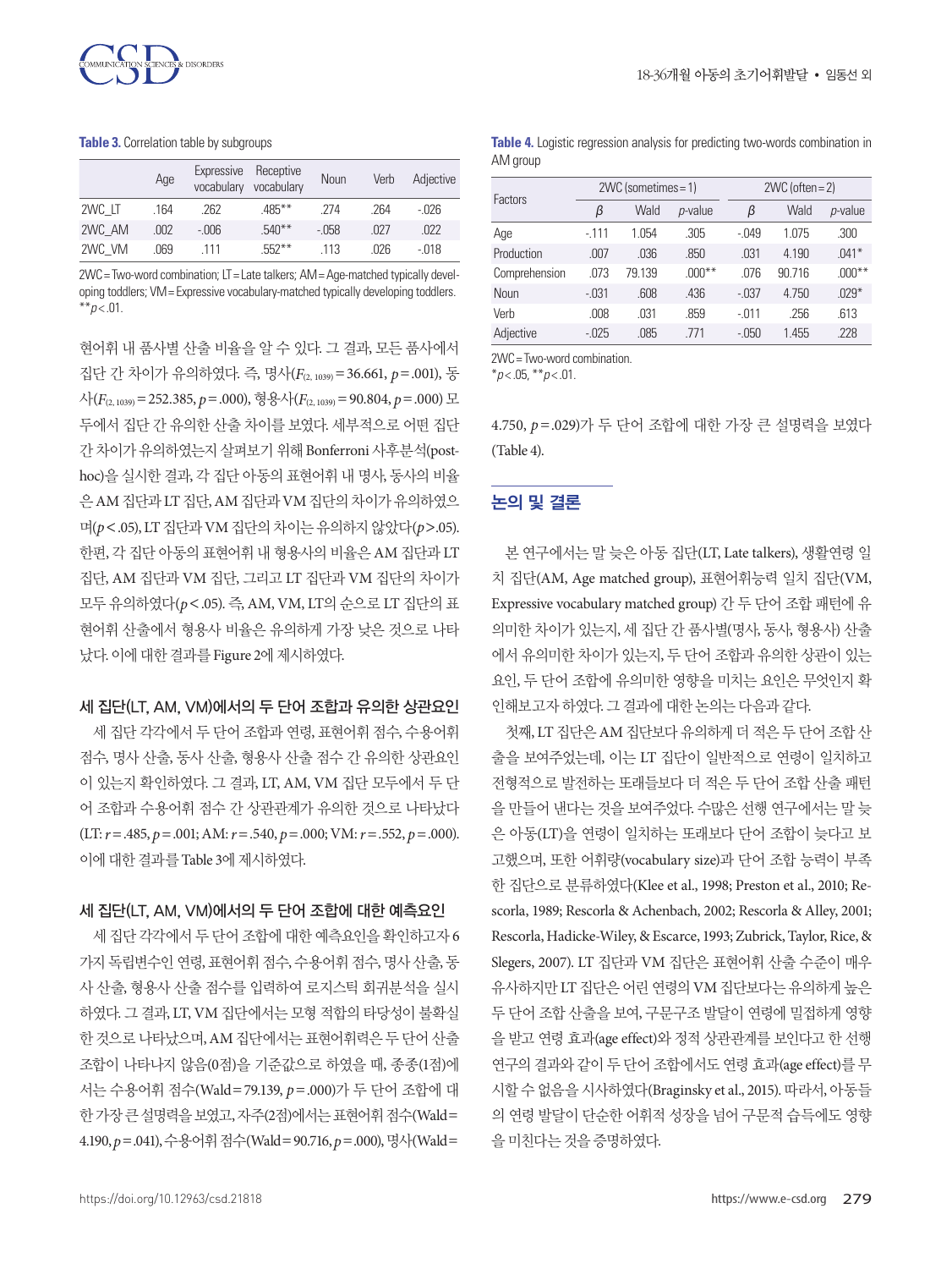**Table 3.** Correlation table by subgroups

| | Age | Expressive vocabulary | Receptive vocabulary | Noun | Verb | Adjective |
|---|---|---|---|---|---|---|
| 2WC_LT | .164 | .262 | .485** | .274 | .264 | -.026 |
| 2WC_AM | .002 | -.006 | .540** | -.058 | .027 | .022 |
| 2WC_VM | .069 | .111 | .552** | .113 | .026 | -.018 |

2WC = Two-word combination; LT = Late talkers; AM = Age-matched typically developing toddlers; VM = Expressive vocabulary-matched typically developing toddlers.
$^{**}p < .01$.

현어휘 내 품사별 산출 비율을 알 수 있다. 그 결과, 모든 품사에서 집단 간 차이가 유의하였다. 즉, 명사($F_{(2, 1039)} = 36.661$, $p = .001$), 동사($F_{(2, 1039)} = 252.385$, $p = .000$), 형용사($F_{(2, 1039)} = 90.804$, $p = .000$) 모두에서 집단 간 유의한 산출 차이를 보였다. 세부적으로 어떤 집단 간 차이가 유의하였는지 살펴보기 위해 Bonferroni 사후분석(post-hoc)을 실시한 결과, 각 집단 아동의 표현어휘 내 명사, 동사의 비율은 AM 집단과 LT 집단, AM 집단과 VM 집단의 차이가 유의하였으며($p < .05$), LT 집단과 VM 집단의 차이는 유의하지 않았다($p > .05$). 한편, 각 집단 아동의 표현어휘 내 형용사의 비율은 AM 집단과 LT 집단, AM 집단과 VM 집단, 그리고 LT 집단과 VM 집단의 차이가 모두 유의하였다($p < .05$). 즉, AM, VM, LT의 순으로 LT 집단의 표현어휘 산출에서 형용사 비율은 유의하게 가장 낮은 것으로 나타났다. 이에 대한 결과를 Figure 2에 제시하였다.

### 세 집단(LT, AM, VM)에서의 두 단어 조합과 유의한 상관요인

세 집단 각각에서 두 단어 조합과 연령, 표현어휘 점수, 수용어휘 점수, 명사 산출, 동사 산출, 형용사 산출 점수 간 유의한 상관요인이 있는지 확인하였다. 그 결과, LT, AM, VM 집단 모두에서 두 단어 조합과 수용어휘 점수 간 상관관계가 유의한 것으로 나타났다(LT: $r = .485$, $p = .001$; AM: $r = .540$, $p = .000$; VM: $r = .552$, $p = .000$). 이에 대한 결과를 Table 3에 제시하였다.

### 세 집단(LT, AM, VM)에서의 두 단어 조합에 대한 예측요인

세 집단 각각에서 두 단어 조합에 대한 예측요인을 확인하고자 6가지 독립변수인 연령, 표현어휘 점수, 수용어휘 점수, 명사 산출, 동사 산출, 형용사 산출 점수를 입력하여 로지스틱 회귀분석을 실시하였다. 그 결과, LT, VM 집단에서는 모형 적합의 타당성이 불확실한 것으로 나타났으며, AM 집단에서는 표현어휘력은 두 단어 산출 조합이 나타나지 않음(0점)을 기준값으로 하였을 때, 종종(1점)에서는 수용어휘 점수(Wald = 79.139, $p = .000$)가 두 단어 조합에 대한 가장 큰 설명력을 보였고, 자주(2점)에서는 표현어휘 점수(Wald = 4.190, $p = .041$), 수용어휘 점수(Wald = 90.716, $p = .000$), 명사(Wald = 4.750, $p = .029$)가 두 단어 조합에 대한 가장 큰 설명력을 보였다(Table 4).

**Table 4.** Logistic regression analysis for predicting two-words combination in AM group

| Factors | 2WC (sometimes = 1) | | | 2WC (often = 2) | | |
|---|---|---|---|---|---|---|
| | $\beta$ | Wald | *p*-value | $\beta$ | Wald | *p*-value |
| Age | -.111 | 1.054 | .305 | -.049 | 1.075 | .300 |
| Production | .007 | .036 | .850 | .031 | 4.190 | .041* |
| Comprehension | .073 | 79.139 | .000** | .076 | 90.716 | .000** |
| Noun | -.031 | .608 | .436 | -.037 | 4.750 | .029* |
| Verb | .008 | .031 | .859 | -.011 | .256 | .613 |
| Adjective | -.025 | .085 | .771 | -.050 | 1.455 | .228 |

2WC = Two-word combination.
$^{*}p < .05$, $^{**}p < .01$.

## 논의 및 결론

본 연구에서는 말 늦은 아동 집단(LT, Late talkers), 생활연령 일치 집단(AM, Age matched group), 표현어휘능력 일치 집단(VM, Expressive vocabulary matched group) 간 두 단어 조합 패턴에 유의미한 차이가 있는지, 세 집단 간 품사별(명사, 동사, 형용사) 산출에서 유의미한 차이가 있는지, 두 단어 조합과 유의한 상관이 있는 요인, 두 단어 조합에 유의미한 영향을 미치는 요인은 무엇인지 확인해보고자 하였다. 그 결과에 대한 논의는 다음과 같다.

첫째, LT 집단은 AM 집단보다 유의하게 더 적은 두 단어 조합 산출을 보여주었는데, 이는 LT 집단이 일반적으로 연령이 일치하고 전형적으로 발전하는 또래들보다 더 적은 두 단어 조합 산출 패턴을 만들어 낸다는 것을 보여주었다. 수많은 선행 연구에서는 말 늦은 아동(LT)을 연령이 일치하는 또래보다 단어 조합이 늦다고 보고했으며, 또한 어휘량(vocabulary size)과 단어 조합 능력이 부족한 집단으로 분류하였다(Klee et al., 1998; Preston et al., 2010; Rescorla, 1989; Rescorla & Achenbach, 2002; Rescorla & Alley, 2001; Rescorla, Hadicke-Wiley, & Escarce, 1993; Zubrick, Taylor, Rice, & Slegers, 2007). LT 집단과 VM 집단은 표현어휘 산출 수준이 매우 유사하지만 LT 집단은 어린 연령의 VM 집단보다는 유의하게 높은 두 단어 조합 산출을 보여, 구문구조 발달이 연령에 밀접하게 영향을 받고 연령 효과(age effect)와 정적 상관관계를 보인다고 한 선행 연구의 결과와 같이 두 단어 조합에서도 연령 효과(age effect)를 무시할 수 없음을 시사하였다(Braginsky et al., 2015). 따라서, 아동들의 연령 발달이 단순한 어휘적 성장을 넘어 구문적 습득에도 영향을 미친다는 것을 증명하였다.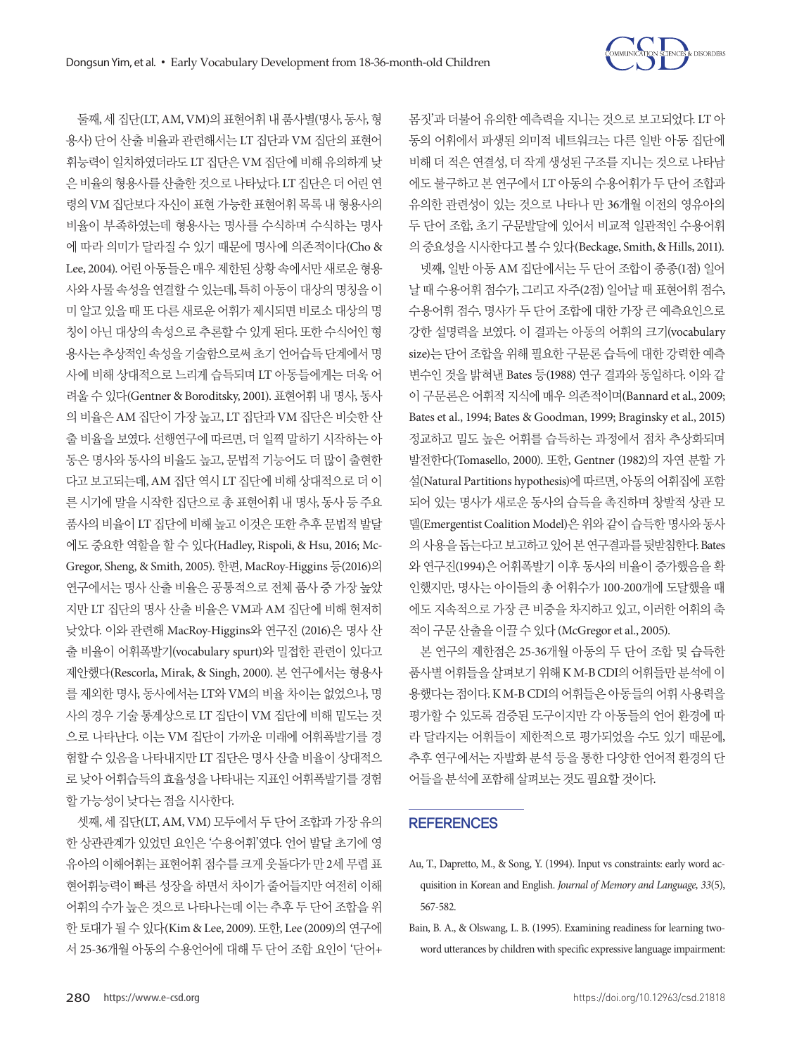둘째, 세 집단(LT, AM, VM)의 표현어휘 내 품사별(명사, 동사, 형용사) 단어 산출 비율과 관련해서는 LT 집단과 VM 집단의 표현어휘능력이 일치하였더라도 LT 집단은 VM 집단에 비해 유의하게 낮은 비율의 형용사를 산출한 것으로 나타났다. LT 집단은 더 어린 연령의 VM 집단보다 자신이 표현 가능한 표현어휘 목록 내 형용사의 비율이 부족하였는데 형용사는 명사를 수식하며 수식하는 명사에 따라 의미가 달라질 수 있기 때문에 명사에 의존적이다(Cho & Lee, 2004). 어린 아동들은 매우 제한된 상황 속에서만 새로운 형용사와 사물 속성을 연결할 수 있는데, 특히 아동이 대상의 명칭을 이미 알고 있을 때 또 다른 새로운 어휘가 제시되면 비로소 대상의 명칭이 아닌 대상의 속성으로 추론할 수 있게 된다. 또한 수식어인 형용사는 추상적인 속성을 기술함으로써 초기 언어습득 단계에서 명사에 비해 상대적으로 느리게 습득되며 LT 아동들에게는 더욱 어려울 수 있다(Gentner & Boroditsky, 2001). 표현어휘 내 명사, 동사의 비율은 AM 집단이 가장 높고, LT 집단과 VM 집단은 비슷한 산출 비율을 보였다. 선행연구에 따르면, 더 일찍 말하기 시작하는 아동은 명사와 동사의 비율도 높고, 문법적 기능어도 더 많이 출현한다고 보고되는데, AM 집단 역시 LT 집단에 비해 상대적으로 더 이른 시기에 말을 시작한 집단으로 총 표현어휘 내 명사, 동사 등 주요 품사의 비율이 LT 집단에 비해 높고 이것은 또한 추후 문법적 발달에도 중요한 역할을 할 수 있다(Hadley, Rispoli, & Hsu, 2016; McGregor, Sheng, & Smith, 2005). 한편, MacRoy-Higgins 등(2016)의 연구에서는 명사 산출 비율은 공통적으로 전체 품사 중 가장 높았지만 LT 집단의 명사 산출 비율은 VM과 AM 집단에 비해 현저히 낮았다. 이와 관련해 MacRoy-Higgins와 연구진 (2016)은 명사 산출 비율이 어휘폭발기(vocabulary spurt)와 밀접한 관련이 있다고 제안했다(Rescorla, Mirak, & Singh, 2000). 본 연구에서는 형용사를 제외한 명사, 동사에서는 LT와 VM의 비율 차이는 없었으나, 명사의 경우 기술 통계상으로 LT 집단이 VM 집단에 비해 밑도는 것으로 나타난다. 이는 VM 집단이 가까운 미래에 어휘폭발기를 경험할 수 있음을 나타내지만 LT 집단은 명사 산출 비율이 상대적으로 낮아 어휘습득의 효율성을 나타내는 지표인 어휘폭발기를 경험할 가능성이 낮다는 점을 시사한다.

셋째, 세 집단(LT, AM, VM) 모두에서 두 단어 조합과 가장 유의한 상관관계가 있었던 요인은 '수용어휘'였다. 언어 발달 초기에 영유아의 이해어휘는 표현어휘 점수를 크게 웃돌다가 만 2세 무렵 표현어휘능력이 빠른 성장을 하면서 차이가 줄어들지만 여전히 이해어휘의 수가 높은 것으로 나타나는데 이는 추후 두 단어 조합을 위한 토대가 될 수 있다(Kim & Lee, 2009). 또한, Lee (2009)의 연구에서 25-36개월 아동의 수용언어에 대해 두 단어 조합 요인이 '단어+몸짓'과 더불어 유의한 예측력을 지니는 것으로 보고되었다. LT 아동의 어휘에서 파생된 의미적 네트워크는 다른 일반 아동 집단에 비해 더 적은 연결성, 더 작게 생성된 구조를 지니는 것으로 나타남에도 불구하고 본 연구에서 LT 아동의 수용어휘가 두 단어 조합과 유의한 관련성이 있는 것으로 나타나 만 36개월 이전의 영유아의 두 단어 조합, 초기 구문발달에 있어서 비교적 일관적인 수용어휘의 중요성을 시사한다고 볼 수 있다(Beckage, Smith, & Hills, 2011).

넷째, 일반 아동 AM 집단에서는 두 단어 조합이 종종(1점) 일어날 때 수용어휘 점수가, 그리고 자주(2점) 일어날 때 표현어휘 점수, 수용어휘 점수, 명사가 두 단어 조합에 대한 가장 큰 예측요인으로 강한 설명력을 보였다. 이 결과는 아동의 어휘의 크기(vocabulary size)는 단어 조합을 위해 필요한 구문론 습득에 대한 강력한 예측변수인 것을 밝혀낸 Bates 등(1988) 연구 결과와 동일하다. 이와 같이 구문론은 어휘적 지식에 매우 의존적이며(Bannard et al., 2009; Bates et al., 1994; Bates & Goodman, 1999; Braginsky et al., 2015) 정교하고 밀도 높은 어휘를 습득하는 과정에서 점차 추상화되며 발전한다(Tomasello, 2000). 또한, Gentner (1982)의 자연 분할 가설(Natural Partitions hypothesis)에 따르면, 아동의 어휘집에 포함되어 있는 명사가 새로운 동사의 습득을 촉진하며 창발적 상관 모델(Emergentist Coalition Model)은 위와 같이 습득한 명사와 동사의 사용을 돕는다고 보고하고 있어 본 연구결과를 뒷받침한다. Bates와 연구진(1994)은 어휘폭발기 이후 동사의 비율이 증가했음을 확인했지만, 명사는 아이들의 총 어휘수가 100-200개에 도달했을 때에도 지속적으로 가장 큰 비중을 차지하고 있고, 이러한 어휘의 축적이 구문 산출을 이끌 수 있다 (McGregor et al., 2005).

본 연구의 제한점은 25-36개월 아동의 두 단어 조합 및 습득한 품사별 어휘들을 살펴보기 위해 K M-B CDI의 어휘들만 분석에 이용했다는 점이다. K M-B CDI의 어휘들은 아동들의 어휘 사용력을 평가할 수 있도록 검증된 도구이지만 각 아동들의 언어 환경에 따라 달라지는 어휘들이 제한적으로 평가되었을 수도 있기 때문에, 추후 연구에서는 자발화 분석 등을 통한 다양한 언어적 환경의 단어들을 분석에 포함해 살펴보는 것도 필요할 것이다.

## REFERENCES

Au, T., Dapretto, M., & Song, Y. (1994). Input vs constraints: early word acquisition in Korean and English. *Journal of Memory and Language, 33*(5), 567-582.

Bain, B. A., & Olswang, L. B. (1995). Examining readiness for learning two-word utterances by children with specific expressive language impairment: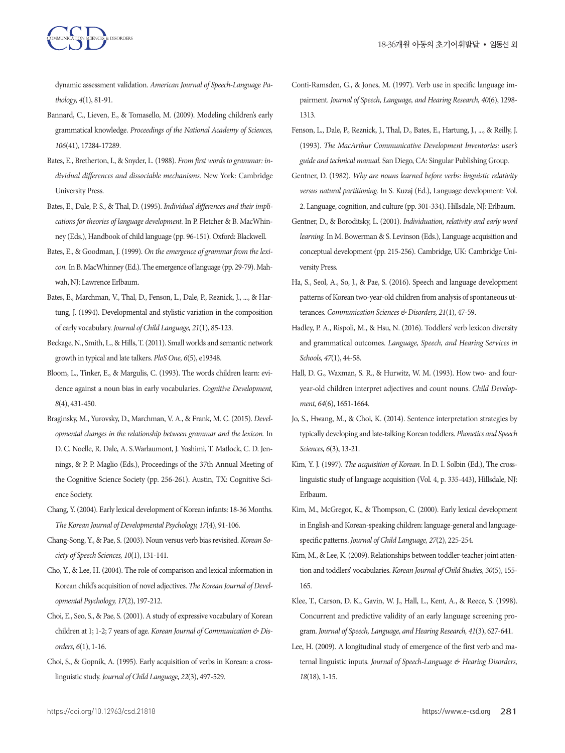dynamic assessment validation. *American Journal of Speech-Language Pathology, 4*(1), 81-91.

Bannard, C., Lieven, E., & Tomasello, M. (2009). Modeling children's early grammatical knowledge. *Proceedings of the National Academy of Sciences, 106*(41), 17284-17289.

Bates, E., Bretherton, I., & Snyder, L. (1988). *From first words to grammar: individual differences and dissociable mechanisms.* New York: Cambridge University Press.

Bates, E., Dale, P. S., & Thal, D. (1995). *Individual differences and their implications for theories of language development.* In P. Fletcher & B. MacWhinney (Eds.), Handbook of child language (pp. 96-151). Oxford: Blackwell.

Bates, E., & Goodman, J. (1999). *On the emergence of grammar from the lexicon.* In B. MacWhinney (Ed.). The emergence of language (pp. 29-79). Mahwah, NJ: Lawrence Erlbaum.

Bates, E., Marchman, V., Thal, D., Fenson, L., Dale, P., Reznick, J., ..., & Hartung, J. (1994). Developmental and stylistic variation in the composition of early vocabulary. *Journal of Child Language, 21*(1), 85-123.

Beckage, N., Smith, L., & Hills, T. (2011). Small worlds and semantic network growth in typical and late talkers. *PloS One, 6*(5), e19348.

Bloom, L., Tinker, E., & Margulis, C. (1993). The words children learn: evidence against a noun bias in early vocabularies. *Cognitive Development, 8*(4), 431-450.

Braginsky, M., Yurovsky, D., Marchman, V. A., & Frank, M. C. (2015). *Developmental changes in the relationship between grammar and the lexicon.* In D. C. Noelle, R. Dale, A. S.Warlaumont, J. Yoshimi, T. Matlock, C. D. Jennings, & P. P. Maglio (Eds.), Proceedings of the 37th Annual Meeting of the Cognitive Science Society (pp. 256-261). Austin, TX: Cognitive Science Society.

Chang, Y. (2004). Early lexical development of Korean infants: 18-36 Months. *The Korean Journal of Developmental Psychology, 17*(4), 91-106.

Chang-Song, Y., & Pae, S. (2003). Noun versus verb bias revisited. *Korean Society of Speech Sciences, 10*(1), 131-141.

Cho, Y., & Lee, H. (2004). The role of comparison and lexical information in Korean child's acquisition of novel adjectives. *The Korean Journal of Developmental Psychology, 17*(2), 197-212.

Choi, E., Seo, S., & Pae, S. (2001). A study of expressive vocabulary of Korean children at 1; 1-2; 7 years of age. *Korean Journal of Communication & Disorders, 6*(1), 1-16.

Choi, S., & Gopnik, A. (1995). Early acquisition of verbs in Korean: a crosslinguistic study. *Journal of Child Language, 22*(3), 497-529.

Conti-Ramsden, G., & Jones, M. (1997). Verb use in specific language impairment. *Journal of Speech, Language, and Hearing Research, 40*(6), 1298-1313.

Fenson, L., Dale, P., Reznick, J., Thal, D., Bates, E., Hartung, J., ..., & Reilly, J. (1993). *The MacArthur Communicative Development Inventories: user's guide and technical manual.* San Diego, CA: Singular Publishing Group.

Gentner, D. (1982). *Why are nouns learned before verbs: linguistic relativity versus natural partitioning.* In S. Kuzaj (Ed.), Language development: Vol. 2. Language, cognition, and culture (pp. 301-334). Hillsdale, NJ: Erlbaum.

Gentner, D., & Boroditsky, L. (2001). *Individuation, relativity and early word learning.* In M. Bowerman & S. Levinson (Eds.), Language acquisition and conceptual development (pp. 215-256). Cambridge, UK: Cambridge University Press.

Ha, S., Seol, A., So, J., & Pae, S. (2016). Speech and language development patterns of Korean two-year-old children from analysis of spontaneous utterances. *Communication Sciences & Disorders, 21*(1), 47-59.

Hadley, P. A., Rispoli, M., & Hsu, N. (2016). Toddlers' verb lexicon diversity and grammatical outcomes. *Language, Speech, and Hearing Services in Schools, 47*(1), 44-58.

Hall, D. G., Waxman, S. R., & Hurwitz, W. M. (1993). How two- and four-year-old children interpret adjectives and count nouns. *Child Development, 64*(6), 1651-1664.

Jo, S., Hwang, M., & Choi, K. (2014). Sentence interpretation strategies by typically developing and late-talking Korean toddlers. *Phonetics and Speech Sciences, 6*(3), 13-21.

Kim, Y. J. (1997). *The acquisition of Korean.* In D. I. Solbin (Ed.), The cross-linguistic study of language acquisition (Vol. 4, p. 335-443), Hillsdale, NJ: Erlbaum.

Kim, M., McGregor, K., & Thompson, C. (2000). Early lexical development in English-and Korean-speaking children: language-general and language-specific patterns. *Journal of Child Language, 27*(2), 225-254.

Kim, M., & Lee, K. (2009). Relationships between toddler-teacher joint attention and toddlers' vocabularies. *Korean Journal of Child Studies, 30*(5), 155-165.

Klee, T., Carson, D. K., Gavin, W. J., Hall, L., Kent, A., & Reece, S. (1998). Concurrent and predictive validity of an early language screening program. *Journal of Speech, Language, and Hearing Research, 41*(3), 627-641.

Lee, H. (2009). A longitudinal study of emergence of the first verb and maternal linguistic inputs. *Journal of Speech-Language & Hearing Disorders, 18*(18), 1-15.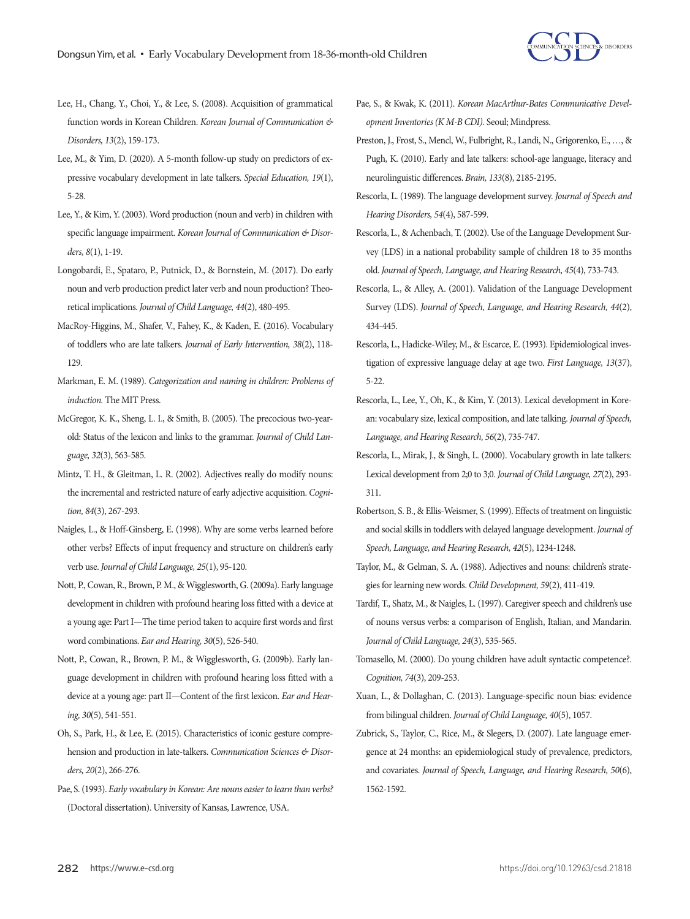Lee, H., Chang, Y., Choi, Y., & Lee, S. (2008). Acquisition of grammatical function words in Korean Children. *Korean Journal of Communication & Disorders, 13*(2), 159-173.

Lee, M., & Yim, D. (2020). A 5-month follow-up study on predictors of expressive vocabulary development in late talkers. *Special Education, 19*(1), 5-28.

Lee, Y., & Kim, Y. (2003). Word production (noun and verb) in children with specific language impairment. *Korean Journal of Communication & Disorders, 8*(1), 1-19.

Longobardi, E., Spataro, P., Putnick, D., & Bornstein, M. (2017). Do early noun and verb production predict later verb and noun production? Theoretical implications. *Journal of Child Language, 44*(2), 480-495.

MacRoy-Higgins, M., Shafer, V., Fahey, K., & Kaden, E. (2016). Vocabulary of toddlers who are late talkers. *Journal of Early Intervention, 38*(2), 118-129.

Markman, E. M. (1989). *Categorization and naming in children: Problems of induction.* The MIT Press.

McGregor, K. K., Sheng, L. I., & Smith, B. (2005). The precocious two-year-old: Status of the lexicon and links to the grammar. *Journal of Child Language, 32*(3), 563-585.

Mintz, T. H., & Gleitman, L. R. (2002). Adjectives really do modify nouns: the incremental and restricted nature of early adjective acquisition. *Cognition, 84*(3), 267-293.

Naigles, L., & Hoff-Ginsberg, E. (1998). Why are some verbs learned before other verbs? Effects of input frequency and structure on children's early verb use. *Journal of Child Language, 25*(1), 95-120.

Nott, P., Cowan, R., Brown, P. M., & Wigglesworth, G. (2009a). Early language development in children with profound hearing loss fitted with a device at a young age: Part I—The time period taken to acquire first words and first word combinations. *Ear and Hearing, 30*(5), 526-540.

Nott, P., Cowan, R., Brown, P. M., & Wigglesworth, G. (2009b). Early language development in children with profound hearing loss fitted with a device at a young age: part II—Content of the first lexicon. *Ear and Hearing, 30*(5), 541-551.

Oh, S., Park, H., & Lee, E. (2015). Characteristics of iconic gesture comprehension and production in late-talkers. *Communication Sciences & Disorders, 20*(2), 266-276.

Pae, S. (1993). *Early vocabulary in Korean: Are nouns easier to learn than verbs?* (Doctoral dissertation). University of Kansas, Lawrence, USA.

Pae, S., & Kwak, K. (2011). *Korean MacArthur-Bates Communicative Development Inventories (K M-B CDI).* Seoul; Mindpress.

Preston, J., Frost, S., Mencl, W., Fulbright, R., Landi, N., Grigorenko, E., …, & Pugh, K. (2010). Early and late talkers: school-age language, literacy and neurolinguistic differences. *Brain, 133*(8), 2185-2195.

Rescorla, L. (1989). The language development survey. *Journal of Speech and Hearing Disorders, 54*(4), 587-599.

Rescorla, L., & Achenbach, T. (2002). Use of the Language Development Survey (LDS) in a national probability sample of children 18 to 35 months old. *Journal of Speech, Language, and Hearing Research, 45*(4), 733-743.

Rescorla, L., & Alley, A. (2001). Validation of the Language Development Survey (LDS). *Journal of Speech, Language, and Hearing Research, 44*(2), 434-445.

Rescorla, L., Hadicke-Wiley, M., & Escarce, E. (1993). Epidemiological investigation of expressive language delay at age two. *First Language, 13*(37), 5-22.

Rescorla, L., Lee, Y., Oh, K., & Kim, Y. (2013). Lexical development in Korean: vocabulary size, lexical composition, and late talking. *Journal of Speech, Language, and Hearing Research, 56*(2), 735-747.

Rescorla, L., Mirak, J., & Singh, L. (2000). Vocabulary growth in late talkers: Lexical development from 2;0 to 3;0. *Journal of Child Language, 27*(2), 293-311.

Robertson, S. B., & Ellis-Weismer, S. (1999). Effects of treatment on linguistic and social skills in toddlers with delayed language development. *Journal of Speech, Language, and Hearing Research, 42*(5), 1234-1248.

Taylor, M., & Gelman, S. A. (1988). Adjectives and nouns: children's strategies for learning new words. *Child Development, 59*(2), 411-419.

Tardif, T., Shatz, M., & Naigles, L. (1997). Caregiver speech and children's use of nouns versus verbs: a comparison of English, Italian, and Mandarin. *Journal of Child Language, 24*(3), 535-565.

Tomasello, M. (2000). Do young children have adult syntactic competence?. *Cognition, 74*(3), 209-253.

Xuan, L., & Dollaghan, C. (2013). Language-specific noun bias: evidence from bilingual children. *Journal of Child Language, 40*(5), 1057.

Zubrick, S., Taylor, C., Rice, M., & Slegers, D. (2007). Late language emergence at 24 months: an epidemiological study of prevalence, predictors, and covariates. *Journal of Speech, Language, and Hearing Research, 50*(6), 1562-1592.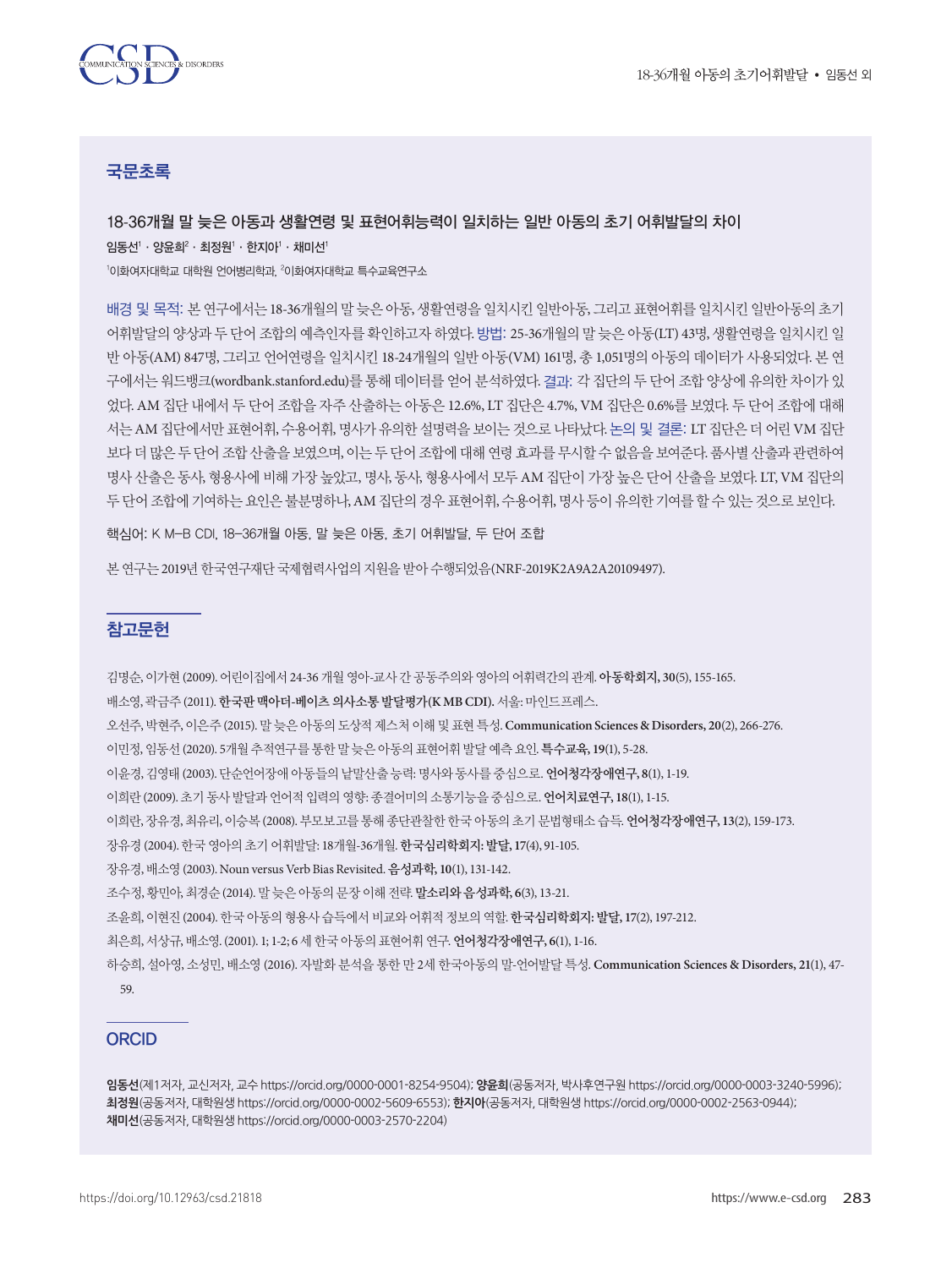## 국문초록

### 18-36개월 말 늦은 아동과 생활연령 및 표현어휘능력이 일치하는 일반 아동의 초기 어휘발달의 차이

**임동선[1] · 양윤희[2] · 최정원[1] · 한지아[1] · 채미선[1]**

[1]이화여자대학교 대학원 언어병리학과, [2]이화여자대학교 특수교육연구소

배경 및 목적: 본 연구에서는 18-36개월의 말 늦은 아동, 생활연령을 일치시킨 일반아동, 그리고 표현어휘를 일치시킨 일반아동의 초기 어휘발달의 양상과 두 단어 조합의 예측인자를 확인하고자 하였다. 방법: 25-36개월의 말 늦은 아동(LT) 43명, 생활연령을 일치시킨 일반 아동(AM) 847명, 그리고 언어연령을 일치시킨 18-24개월의 일반 아동(VM) 161명, 총 1,051명의 아동의 데이터가 사용되었다. 본 연구에서는 워드뱅크(wordbank.stanford.edu)를 통해 데이터를 얻어 분석하였다. 결과: 각 집단의 두 단어 조합 양상에 유의한 차이가 있었다. AM 집단 내에서 두 단어 조합을 자주 산출하는 아동은 12.6%, LT 집단은 4.7%, VM 집단은 0.6%를 보였다. 두 단어 조합에 대해서는 AM 집단에서만 표현어휘, 수용어휘, 명사가 유의한 설명력을 보이는 것으로 나타났다. 논의 및 결론: LT 집단은 더 어린 VM 집단보다 더 많은 두 단어 산출을 보였으며, 이는 두 단어 조합에 대해 연령 효과를 무시할 수 없음을 보여준다. 품사별 산출과 관련하여 명사 산출은 동사, 형용사에 비해 가장 높았고, 명사, 동사, 형용사에서 모두 AM 집단이 가장 높은 단어 산출을 보였다. LT, VM 집단의 두 단어 조합에 기여하는 요인은 불분명하나, AM 집단의 경우 표현어휘, 수용어휘, 명사 등이 유의한 기여를 할 수 있는 것으로 보인다.

핵심어: K M-B CDI, 18-36개월 아동, 말 늦은 아동, 초기 어휘발달, 두 단어 조합

본 연구는 2019년 한국연구재단 국제협력사업의 지원을 받아 수행되었음(NRF-2019K2A9A2A20109497).

## 참고문헌

김명순, 이가현 (2009). 어린이집에서 24-36 개월 영아-교사 간 공동주의와 영아의 어휘력간의 관계. **아동학회지, 30**(5), 155-165.

배소영, 곽금주 (2011). **한국판 맥아더-베이츠 의사소통 발달평가(K MB CDI).** 서울: 마인드프레스.

오선주, 박현주, 이은주 (2015). 말 늦은 아동의 도상적 제스처 이해 및 표현 특성. **Communication Sciences & Disorders, 20**(2), 266-276.

이민정, 임동선 (2020). 5개월 추적연구를 통한 말 늦은 아동의 표현어휘 발달 예측 요인. **특수교육, 19**(1), 5-28.

이윤경, 김영태 (2003). 단순언어장애 아동들의 낱말산출 능력: 명사와 동사를 중심으로. **언어청각장애연구, 8**(1), 1-19.

이희란 (2009). 초기 동사 발달과 언어적 입력의 영향: 종결어미의 소통기능을 중심으로. **언어치료연구, 18**(1), 1-15.

이희란, 장유경, 최유리, 이승복 (2008). 부모보고를 통해 종단관찰한 한국 아동의 초기 문법형태소 습득. **언어청각장애연구, 13**(2), 159-173.

장유경 (2004). 한국 영아의 초기 어휘발달: 18개월-36개월. **한국심리학회지: 발달, 17**(4), 91-105.

장유경, 배소영 (2003). Noun versus Verb Bias Revisited. **음성과학, 10**(1), 131-142.

조수정, 황민아, 최경순 (2014). 말 늦은 아동의 문장 이해 전략. **말소리와 음성과학, 6**(3), 13-21.

조윤희, 이현진 (2004). 한국 아동의 형용사 습득에서 비교와 어휘적 정보의 역할. **한국심리학회지: 발달, 17**(2), 197-212.

최은희, 서상규, 배소영. (2001). 1; 1-2; 6 세 한국 아동의 표현어휘 연구. **언어청각장애연구, 6**(1), 1-16.

하승희, 설아영, 소성민, 배소영 (2016). 자발화 분석을 통한 만 2세 한국아동의 말-언어발달 특성. **Communication Sciences & Disorders, 21**(1), 47-59.

## ORCID

**임동선**(제1저자, 교신저자, 교수 https://orcid.org/0000-0001-8254-9504); **양윤희**(공동저자, 박사후연구원 https://orcid.org/0000-0003-3240-5996); **최정원**(공동저자, 대학원생 https://orcid.org/0000-0002-5609-6553); **한지아**(공동저자, 대학원생 https://orcid.org/0000-0002-2563-0944); **채미선**(공동저자, 대학원생 https://orcid.org/0000-0003-2570-2204)